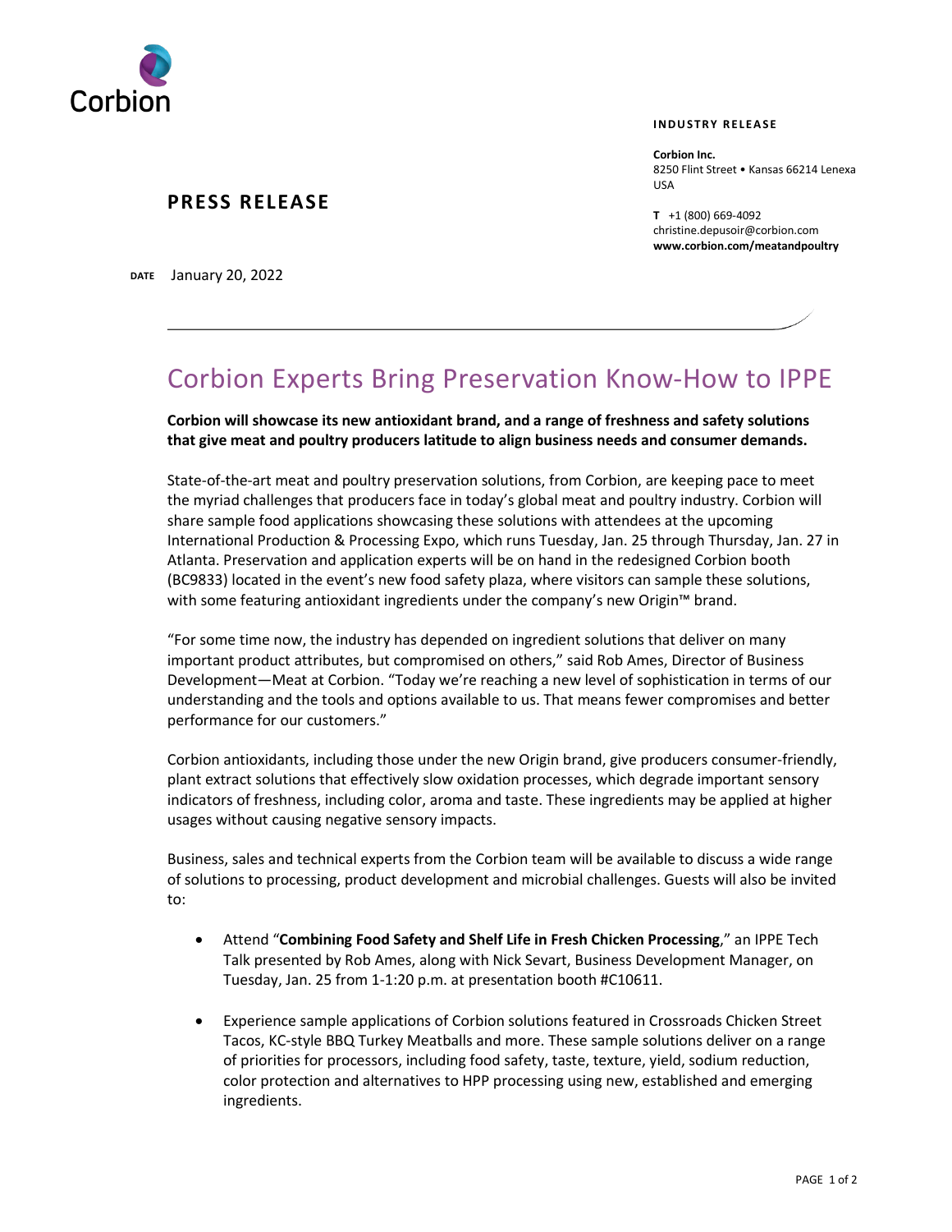Corbion

**INDUSTRY RELEASE**

**Corbion Inc.**
8250 Flint Street • Kansas 66214 Lenexa USA

**T** +1 (800) 669-4092
christine.depusoir@corbion.com
**www.corbion.com/meatandpoultry**

## PRESS RELEASE

**DATE** January 20, 2022

# Corbion Experts Bring Preservation Know-How to IPPE

**Corbion will showcase its new antioxidant brand, and a range of freshness and safety solutions that give meat and poultry producers latitude to align business needs and consumer demands.**

State-of-the-art meat and poultry preservation solutions, from Corbion, are keeping pace to meet the myriad challenges that producers face in today's global meat and poultry industry. Corbion will share sample food applications showcasing these solutions with attendees at the upcoming International Production & Processing Expo, which runs Tuesday, Jan. 25 through Thursday, Jan. 27 in Atlanta. Preservation and application experts will be on hand in the redesigned Corbion booth (BC9833) located in the event's new food safety plaza, where visitors can sample these solutions, with some featuring antioxidant ingredients under the company's new Origin™ brand.

"For some time now, the industry has depended on ingredient solutions that deliver on many important product attributes, but compromised on others," said Rob Ames, Director of Business Development—Meat at Corbion. "Today we're reaching a new level of sophistication in terms of our understanding and the tools and options available to us. That means fewer compromises and better performance for our customers."

Corbion antioxidants, including those under the new Origin brand, give producers consumer-friendly, plant extract solutions that effectively slow oxidation processes, which degrade important sensory indicators of freshness, including color, aroma and taste. These ingredients may be applied at higher usages without causing negative sensory impacts.

Business, sales and technical experts from the Corbion team will be available to discuss a wide range of solutions to processing, product development and microbial challenges. Guests will also be invited to:

- Attend "**Combining Food Safety and Shelf Life in Fresh Chicken Processing**," an IPPE Tech Talk presented by Rob Ames, along with Nick Sevart, Business Development Manager, on Tuesday, Jan. 25 from 1-1:20 p.m. at presentation booth #C10611.

- Experience sample applications of Corbion solutions featured in Crossroads Chicken Street Tacos, KC-style BBQ Turkey Meatballs and more. These sample solutions deliver on a range of priorities for processors, including food safety, taste, texture, yield, sodium reduction, color protection and alternatives to HPP processing using new, established and emerging ingredients.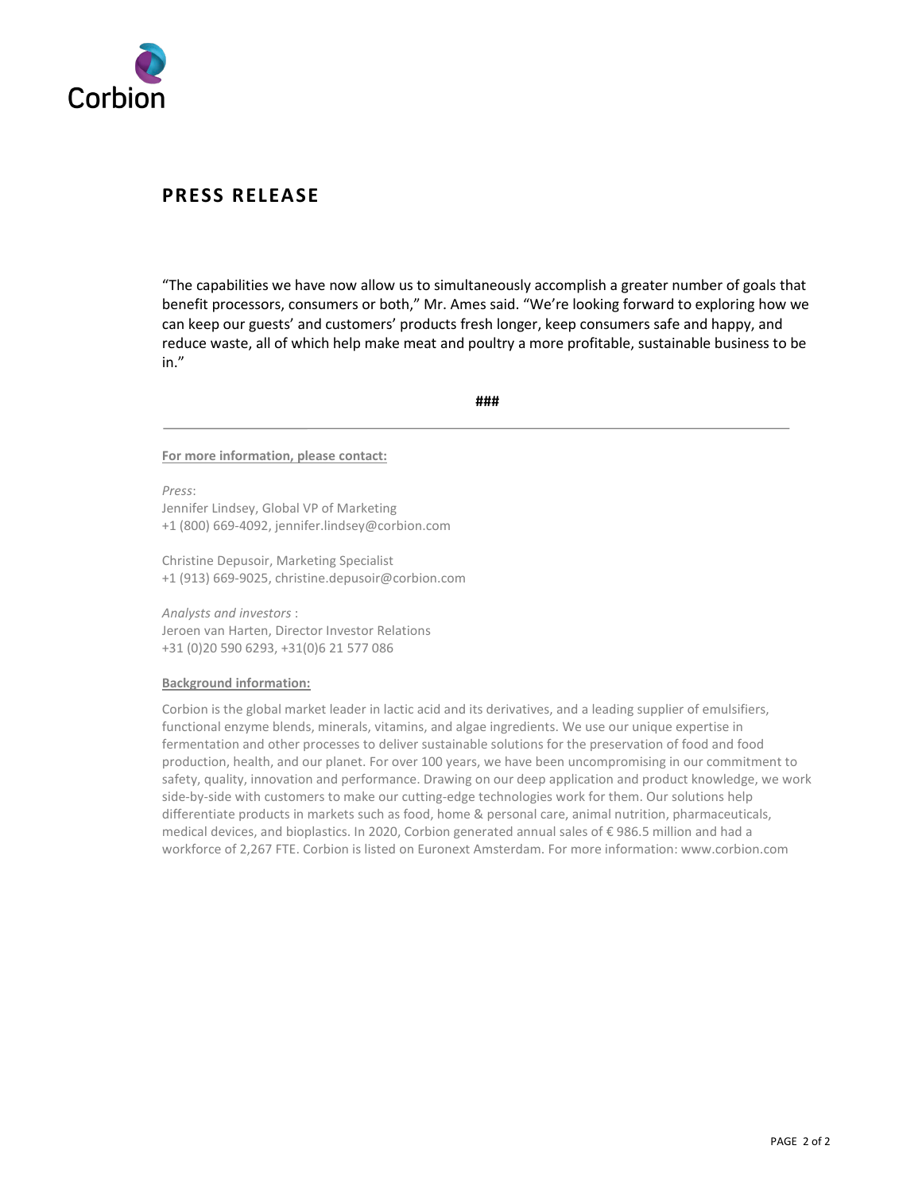# PRESS RELEASE

"The capabilities we have now allow us to simultaneously accomplish a greater number of goals that benefit processors, consumers or both," Mr. Ames said. "We're looking forward to exploring how we can keep our guests' and customers' products fresh longer, keep consumers safe and happy, and reduce waste, all of which help make meat and poultry a more profitable, sustainable business to be in."

**###**

---

**For more information, please contact:**

*Press*:
Jennifer Lindsey, Global VP of Marketing
+1 (800) 669-4092, jennifer.lindsey@corbion.com

Christine Depusoir, Marketing Specialist
+1 (913) 669-9025, christine.depusoir@corbion.com

*Analysts and investors* :
Jeroen van Harten, Director Investor Relations
+31 (0)20 590 6293, +31(0)6 21 577 086

**Background information:**

Corbion is the global market leader in lactic acid and its derivatives, and a leading supplier of emulsifiers, functional enzyme blends, minerals, vitamins, and algae ingredients. We use our unique expertise in fermentation and other processes to deliver sustainable solutions for the preservation of food and food production, health, and our planet. For over 100 years, we have been uncompromising in our commitment to safety, quality, innovation and performance. Drawing on our deep application and product knowledge, we work side-by-side with customers to make our cutting-edge technologies work for them. Our solutions help differentiate products in markets such as food, home & personal care, animal nutrition, pharmaceuticals, medical devices, and bioplastics. In 2020, Corbion generated annual sales of € 986.5 million and had a workforce of 2,267 FTE. Corbion is listed on Euronext Amsterdam. For more information: www.corbion.com